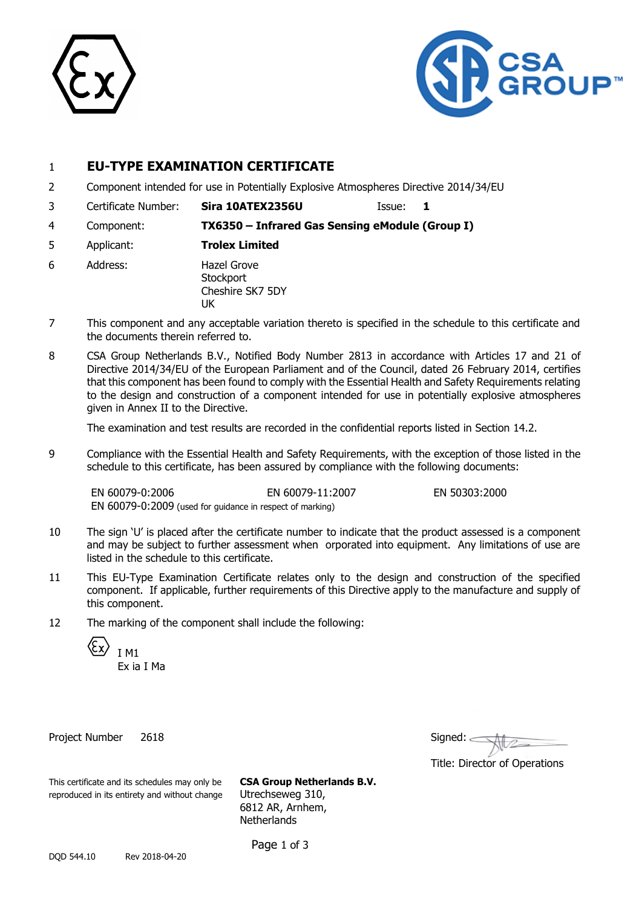1 **EU-TYPE EXAMINATION CERTIFICATE**

2 Component intended for use in Potentially Explosive Atmospheres Directive 2014/34/EU

3 Certificate Number: **Sira 10ATEX2356U** Issue: **1**

4 Component: **TX6350 – Infrared Gas Sensing eModule (Group I)**

5 Applicant: **Trolex Limited**

6 Address: Hazel Grove
Stockport
Cheshire SK7 5DY
UK

7 This component and any acceptable variation thereto is specified in the schedule to this certificate and the documents therein referred to.

8 CSA Group Netherlands B.V., Notified Body Number 2813 in accordance with Articles 17 and 21 of Directive 2014/34/EU of the European Parliament and of the Council, dated 26 February 2014, certifies that this component has been found to comply with the Essential Health and Safety Requirements relating to the design and construction of a component intended for use in potentially explosive atmospheres given in Annex II to the Directive.

The examination and test results are recorded in the confidential reports listed in Section 14.2.

9 Compliance with the Essential Health and Safety Requirements, with the exception of those listed in the schedule to this certificate, has been assured by compliance with the following documents:

EN 60079-0:2006 EN 60079-11:2007 EN 50303:2000
EN 60079-0:2009 (used for guidance in respect of marking)

10 The sign 'U' is placed after the certificate number to indicate that the product assessed is a component and may be subject to further assessment when orporated into equipment. Any limitations of use are listed in the schedule to this certificate.

11 This EU-Type Examination Certificate relates only to the design and construction of the specified component. If applicable, further requirements of this Directive apply to the manufacture and supply of this component.

12 The marking of the component shall include the following:

Ex I M1
Ex ia I Ma

Project Number 2618

Signed:

Title: Director of Operations

This certificate and its schedules may only be reproduced in its entirety and without change

**CSA Group Netherlands B.V.**
Utrechseweg 310,
6812 AR, Arnhem,
Netherlands

DQD 544.10 Rev 2018-04-20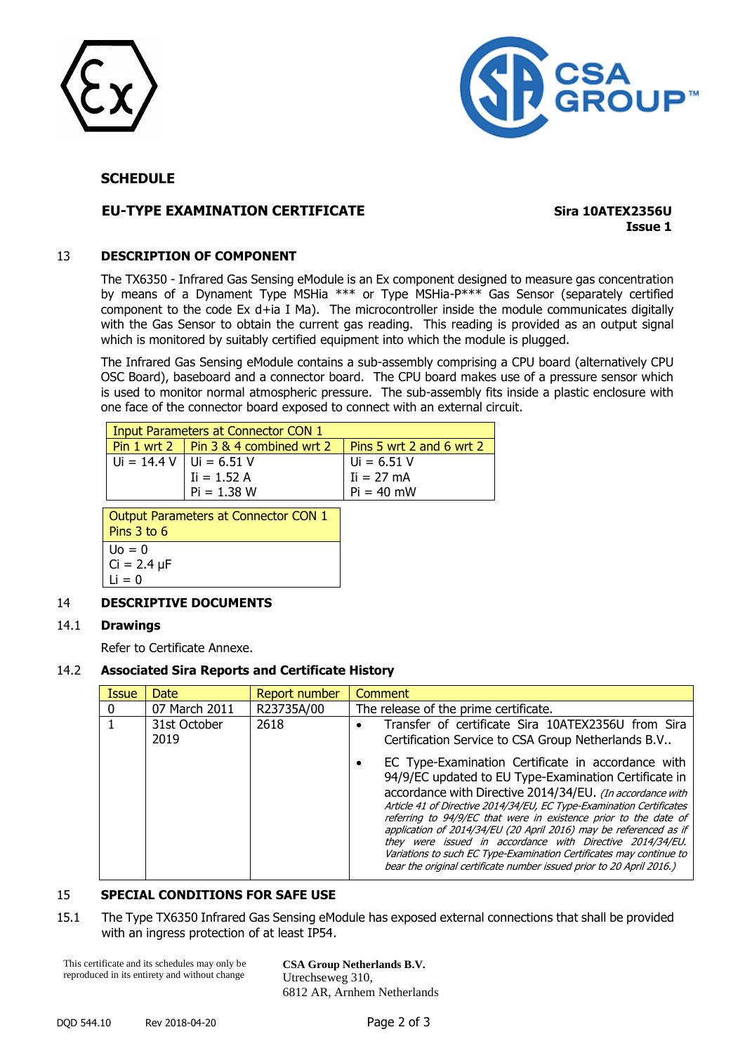## SCHEDULE

**EU-TYPE EXAMINATION CERTIFICATE** **Sira 10ATEX2356U**
**Issue 1**

### 13 DESCRIPTION OF COMPONENT

The TX6350 - Infrared Gas Sensing eModule is an Ex component designed to measure gas concentration by means of a Dynament Type MSHia *** or Type MSHia-P*** Gas Sensor (separately certified component to the code Ex d+ia I Ma). The microcontroller inside the module communicates digitally with the Gas Sensor to obtain the current gas reading. This reading is provided as an output signal which is monitored by suitably certified equipment into which the module is plugged.

The Infrared Gas Sensing eModule contains a sub-assembly comprising a CPU board (alternatively CPU OSC Board), baseboard and a connector board. The CPU board makes use of a pressure sensor which is used to monitor normal atmospheric pressure. The sub-assembly fits inside a plastic enclosure with one face of the connector board exposed to connect with an external circuit.

| Input Parameters at Connector CON 1 | | |
|---|---|---|
| Pin 1 wrt 2 | Pin 3 & 4 combined wrt 2 | Pins 5 wrt 2 and 6 wrt 2 |
| Ui = 14.4 V | Ui = 6.51 V<br>Ii = 1.52 A<br>Pi = 1.38 W | Ui = 6.51 V<br>Ii = 27 mA<br>Pi = 40 mW |

| Output Parameters at Connector CON 1 Pins 3 to 6 |
|---|
| Uo = 0<br>Ci = 2.4 µF<br>Li = 0 |

### 14 DESCRIPTIVE DOCUMENTS

#### 14.1 Drawings

Refer to Certificate Annexe.

#### 14.2 Associated Sira Reports and Certificate History

| Issue | Date | Report number | Comment |
|---|---|---|---|
| 0 | 07 March 2011 | R23735A/00 | The release of the prime certificate. |
| 1 | 31st October 2019 | 2618 | • Transfer of certificate Sira 10ATEX2356U from Sira Certification Service to CSA Group Netherlands B.V..<br>• EC Type-Examination Certificate in accordance with 94/9/EC updated to EU Type-Examination Certificate in accordance with Directive 2014/34/EU. *(In accordance with Article 41 of Directive 2014/34/EU, EC Type-Examination Certificates referring to 94/9/EC that were in existence prior to the date of application of 2014/34/EU (20 April 2016) may be referenced as if they were issued in accordance with Directive 2014/34/EU. Variations to such EC Type-Examination Certificates may continue to bear the original certificate number issued prior to 20 April 2016.)* |

### 15 SPECIAL CONDITIONS FOR SAFE USE

15.1 The Type TX6350 Infrared Gas Sensing eModule has exposed external connections that shall be provided with an ingress protection of at least IP54.

This certificate and its schedules may only be reproduced in its entirety and without change

**CSA Group Netherlands B.V.**
Utrechseweg 310,
6812 AR, Arnhem Netherlands

DQD 544.10 Rev 2018-04-20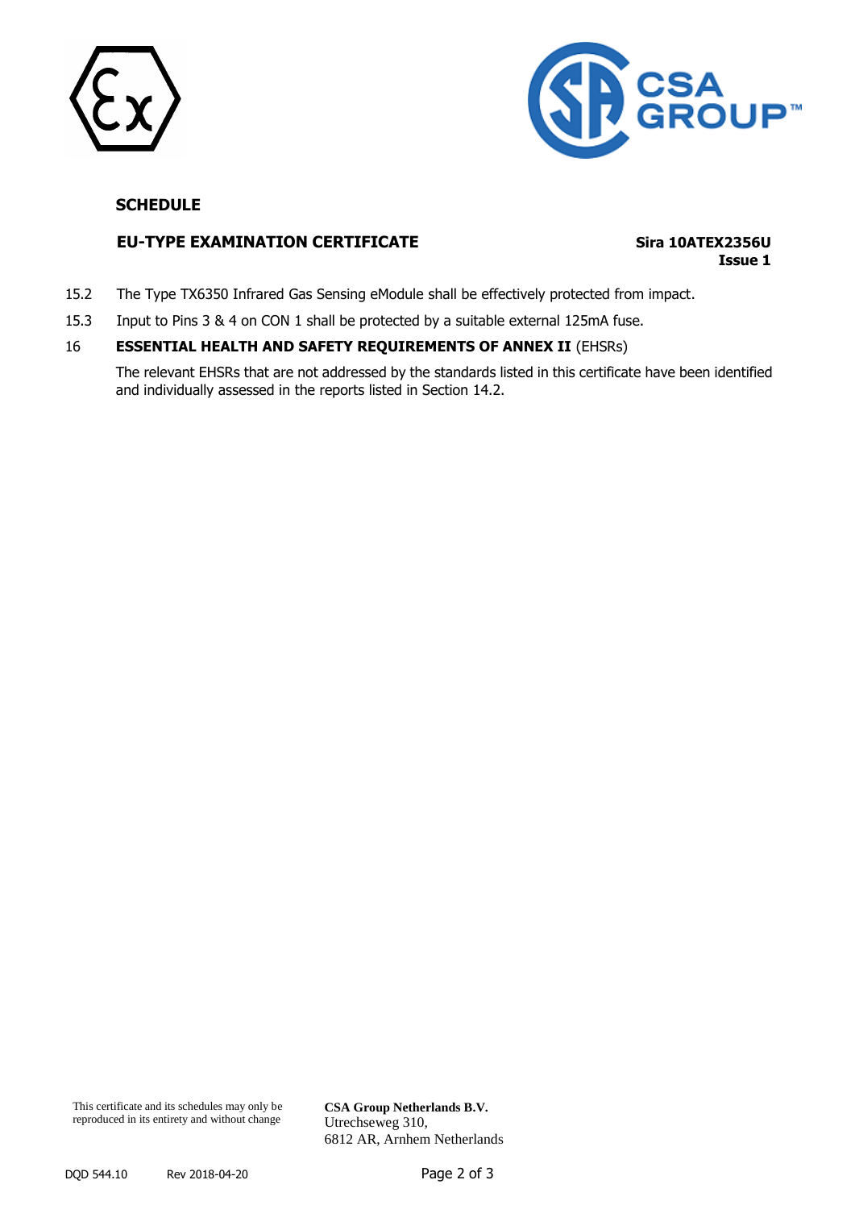**SCHEDULE**

**EU-TYPE EXAMINATION CERTIFICATE** **Sira 10ATEX2356U Issue 1**

15.2 The Type TX6350 Infrared Gas Sensing eModule shall be effectively protected from impact.

15.3 Input to Pins 3 & 4 on CON 1 shall be protected by a suitable external 125mA fuse.

## 16 ESSENTIAL HEALTH AND SAFETY REQUIREMENTS OF ANNEX II (EHSRs)

The relevant EHSRs that are not addressed by the standards listed in this certificate have been identified and individually assessed in the reports listed in Section 14.2.

This certificate and its schedules may only be reproduced in its entirety and without change

**CSA Group Netherlands B.V.**
Utrechseweg 310,
6812 AR, Arnhem Netherlands

DQD 544.10 Rev 2018-04-20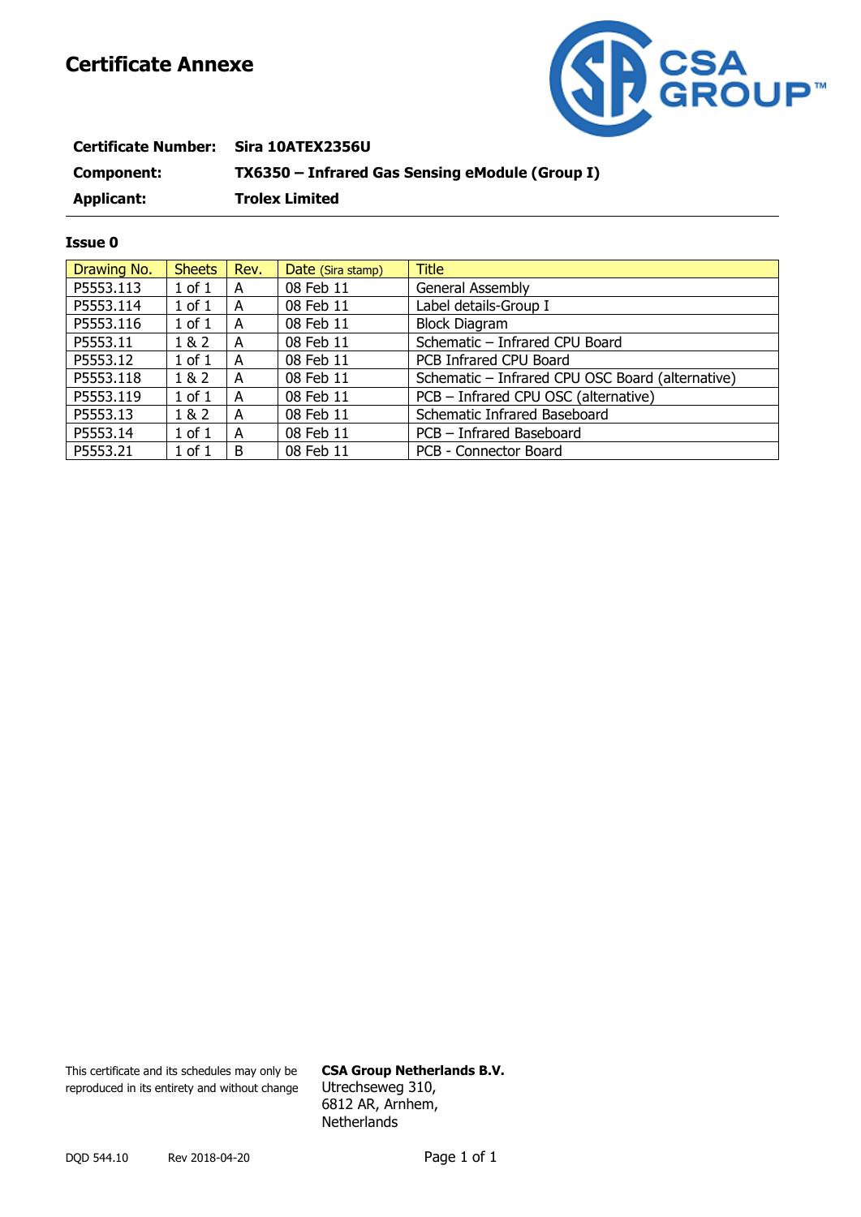# Certificate Annexe

**Certificate Number:** **Sira 10ATEX2356U**

**Component:** **TX6350 – Infrared Gas Sensing eModule (Group I)**

**Applicant:** **Trolex Limited**

---

**Issue 0**

| Drawing No. | Sheets | Rev. | Date (Sira stamp) | Title |
|---|---|---|---|---|
| P5553.113 | 1 of 1 | A | 08 Feb 11 | General Assembly |
| P5553.114 | 1 of 1 | A | 08 Feb 11 | Label details-Group I |
| P5553.116 | 1 of 1 | A | 08 Feb 11 | Block Diagram |
| P5553.11 | 1 & 2 | A | 08 Feb 11 | Schematic – Infrared CPU Board |
| P5553.12 | 1 of 1 | A | 08 Feb 11 | PCB Infrared CPU Board |
| P5553.118 | 1 & 2 | A | 08 Feb 11 | Schematic – Infrared CPU OSC Board (alternative) |
| P5553.119 | 1 of 1 | A | 08 Feb 11 | PCB – Infrared CPU OSC (alternative) |
| P5553.13 | 1 & 2 | A | 08 Feb 11 | Schematic Infrared Baseboard |
| P5553.14 | 1 of 1 | A | 08 Feb 11 | PCB – Infrared Baseboard |
| P5553.21 | 1 of 1 | B | 08 Feb 11 | PCB - Connector Board |

This certificate and its schedules may only be reproduced in its entirety and without change

**CSA Group Netherlands B.V.**
Utrechseweg 310,
6812 AR, Arnhem,
Netherlands

DQD 544.10 Rev 2018-04-20